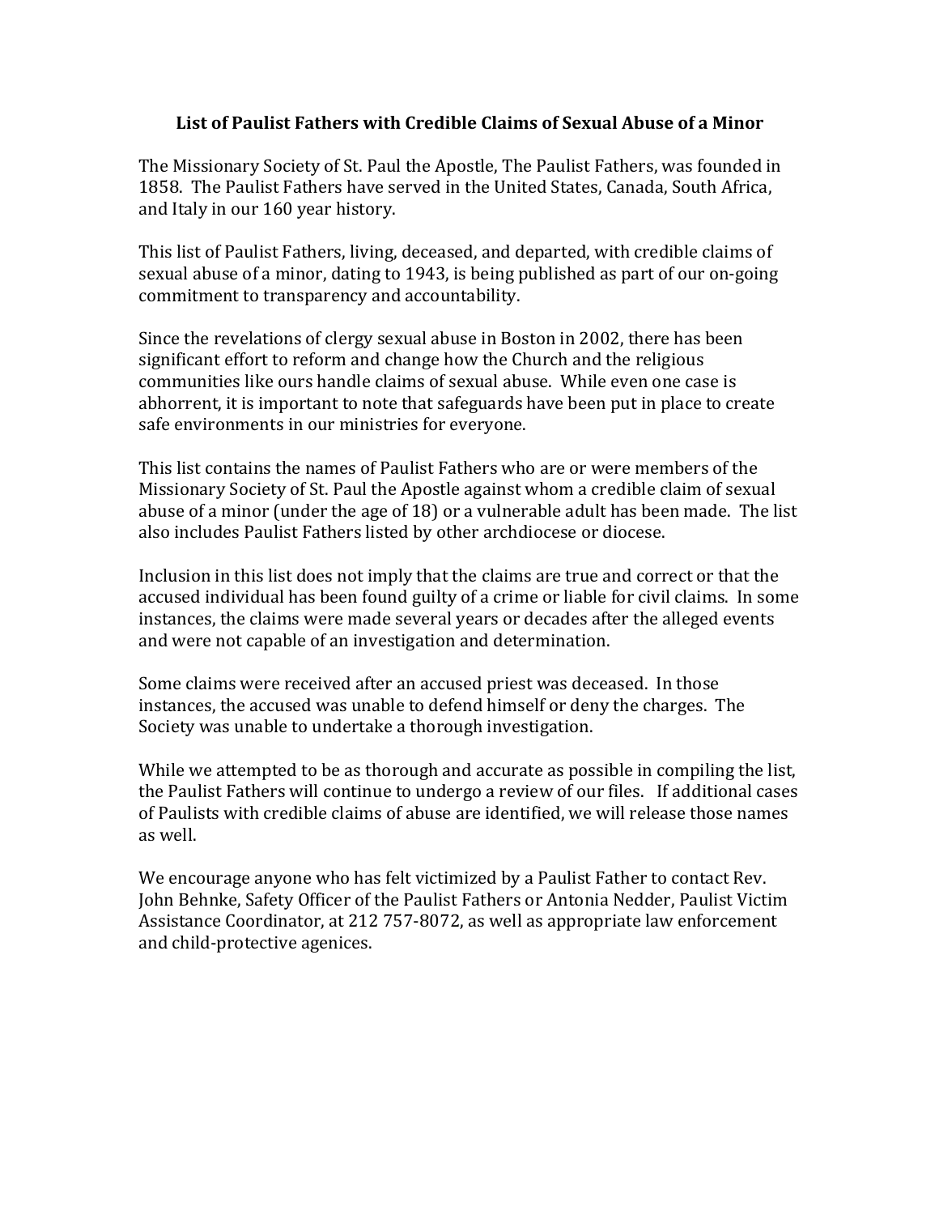# List of Paulist Fathers with Credible Claims of Sexual Abuse of a Minor

The Missionary Society of St. Paul the Apostle, The Paulist Fathers, was founded in 1858. The Paulist Fathers have served in the United States, Canada, South Africa, and Italy in our 160 year history.

This list of Paulist Fathers, living, deceased, and departed, with credible claims of sexual abuse of a minor, dating to 1943, is being published as part of our on-going commitment to transparency and accountability.

Since the revelations of clergy sexual abuse in Boston in 2002, there has been significant effort to reform and change how the Church and the religious communities like ours handle claims of sexual abuse. While even one case is abhorrent, it is important to note that safeguards have been put in place to create safe environments in our ministries for everyone.

This list contains the names of Paulist Fathers who are or were members of the Missionary Society of St. Paul the Apostle against whom a credible claim of sexual abuse of a minor (under the age of 18) or a vulnerable adult has been made. The list also includes Paulist Fathers listed by other archdiocese or diocese.

Inclusion in this list does not imply that the claims are true and correct or that the accused individual has been found guilty of a crime or liable for civil claims. In some instances, the claims were made several years or decades after the alleged events and were not capable of an investigation and determination.

Some claims were received after an accused priest was deceased. In those instances, the accused was unable to defend himself or deny the charges. The Society was unable to undertake a thorough investigation.

While we attempted to be as thorough and accurate as possible in compiling the list, the Paulist Fathers will continue to undergo a review of our files. If additional cases of Paulists with credible claims of abuse are identified, we will release those names as well.

We encourage anyone who has felt victimized by a Paulist Father to contact Rev. John Behnke, Safety Officer of the Paulist Fathers or Antonia Nedder, Paulist Victim Assistance Coordinator, at 212 757-8072, as well as appropriate law enforcement and child-protective agenices.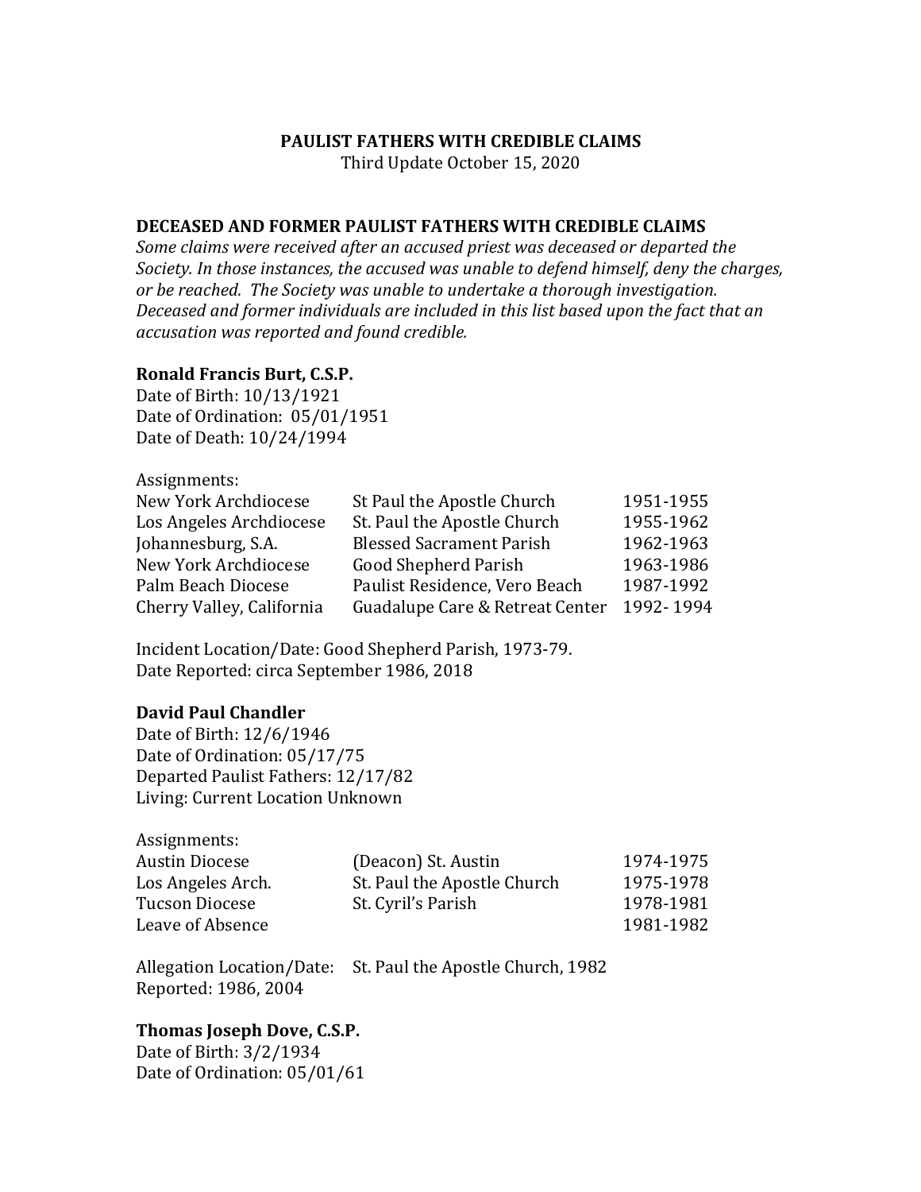**PAULIST FATHERS WITH CREDIBLE CLAIMS**
Third Update October 15, 2020

## DECEASED AND FORMER PAULIST FATHERS WITH CREDIBLE CLAIMS

*Some claims were received after an accused priest was deceased or departed the Society. In those instances, the accused was unable to defend himself, deny the charges, or be reached. The Society was unable to undertake a thorough investigation. Deceased and former individuals are included in this list based upon the fact that an accusation was reported and found credible.*

### Ronald Francis Burt, C.S.P.

Date of Birth: 10/13/1921
Date of Ordination: 05/01/1951
Date of Death: 10/24/1994

Assignments:

| | | |
|---|---|---|
| New York Archdiocese | St Paul the Apostle Church | 1951-1955 |
| Los Angeles Archdiocese | St. Paul the Apostle Church | 1955-1962 |
| Johannesburg, S.A. | Blessed Sacrament Parish | 1962-1963 |
| New York Archdiocese | Good Shepherd Parish | 1963-1986 |
| Palm Beach Diocese | Paulist Residence, Vero Beach | 1987-1992 |
| Cherry Valley, California | Guadalupe Care & Retreat Center | 1992- 1994 |

Incident Location/Date: Good Shepherd Parish, 1973-79.
Date Reported: circa September 1986, 2018

### David Paul Chandler

Date of Birth: 12/6/1946
Date of Ordination: 05/17/75
Departed Paulist Fathers: 12/17/82
Living: Current Location Unknown

Assignments:

| | | |
|---|---|---|
| Austin Diocese | (Deacon) St. Austin | 1974-1975 |
| Los Angeles Arch. | St. Paul the Apostle Church | 1975-1978 |
| Tucson Diocese | St. Cyril's Parish | 1978-1981 |
| Leave of Absence | | 1981-1982 |

Allegation Location/Date: St. Paul the Apostle Church, 1982
Reported: 1986, 2004

### Thomas Joseph Dove, C.S.P.

Date of Birth: 3/2/1934
Date of Ordination: 05/01/61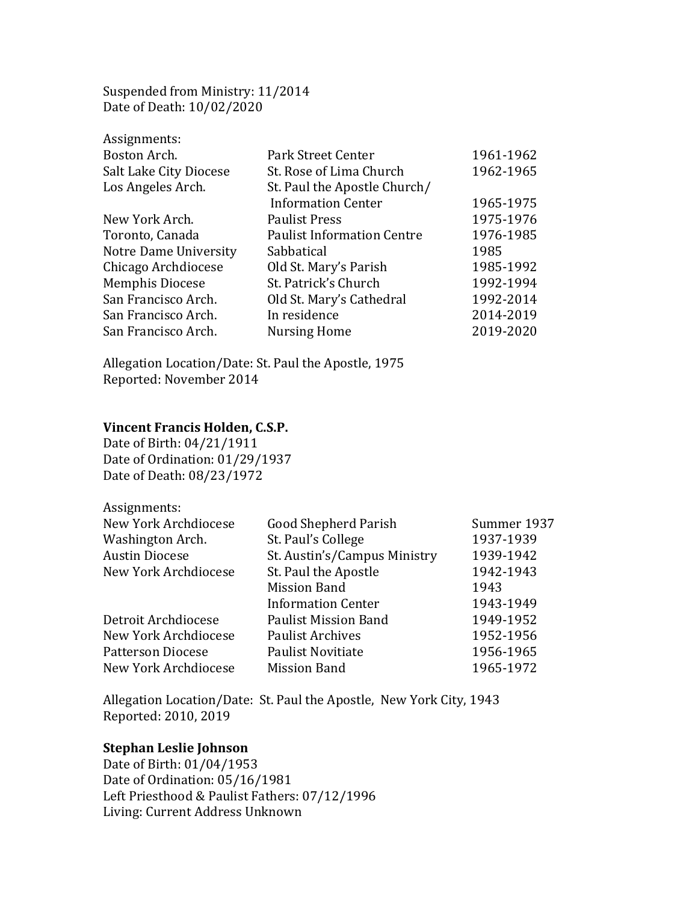Suspended from Ministry: 11/2014
Date of Death: 10/02/2020

Assignments:

| | | |
|---|---|---|
| Boston Arch. | Park Street Center | 1961-1962 |
| Salt Lake City Diocese | St. Rose of Lima Church | 1962-1965 |
| Los Angeles Arch. | St. Paul the Apostle Church/ Information Center | 1965-1975 |
| New York Arch. | Paulist Press | 1975-1976 |
| Toronto, Canada | Paulist Information Centre | 1976-1985 |
| Notre Dame University | Sabbatical | 1985 |
| Chicago Archdiocese | Old St. Mary's Parish | 1985-1992 |
| Memphis Diocese | St. Patrick's Church | 1992-1994 |
| San Francisco Arch. | Old St. Mary's Cathedral | 1992-2014 |
| San Francisco Arch. | In residence | 2014-2019 |
| San Francisco Arch. | Nursing Home | 2019-2020 |

Allegation Location/Date: St. Paul the Apostle, 1975
Reported: November 2014

**Vincent Francis Holden, C.S.P.**
Date of Birth: 04/21/1911
Date of Ordination: 01/29/1937
Date of Death: 08/23/1972

Assignments:

| | | |
|---|---|---|
| New York Archdiocese | Good Shepherd Parish | Summer 1937 |
| Washington Arch. | St. Paul's College | 1937-1939 |
| Austin Diocese | St. Austin's/Campus Ministry | 1939-1942 |
| New York Archdiocese | St. Paul the Apostle | 1942-1943 |
| | Mission Band | 1943 |
| | Information Center | 1943-1949 |
| Detroit Archdiocese | Paulist Mission Band | 1949-1952 |
| New York Archdiocese | Paulist Archives | 1952-1956 |
| Patterson Diocese | Paulist Novitiate | 1956-1965 |
| New York Archdiocese | Mission Band | 1965-1972 |

Allegation Location/Date: St. Paul the Apostle, New York City, 1943
Reported: 2010, 2019

**Stephan Leslie Johnson**
Date of Birth: 01/04/1953
Date of Ordination: 05/16/1981
Left Priesthood & Paulist Fathers: 07/12/1996
Living: Current Address Unknown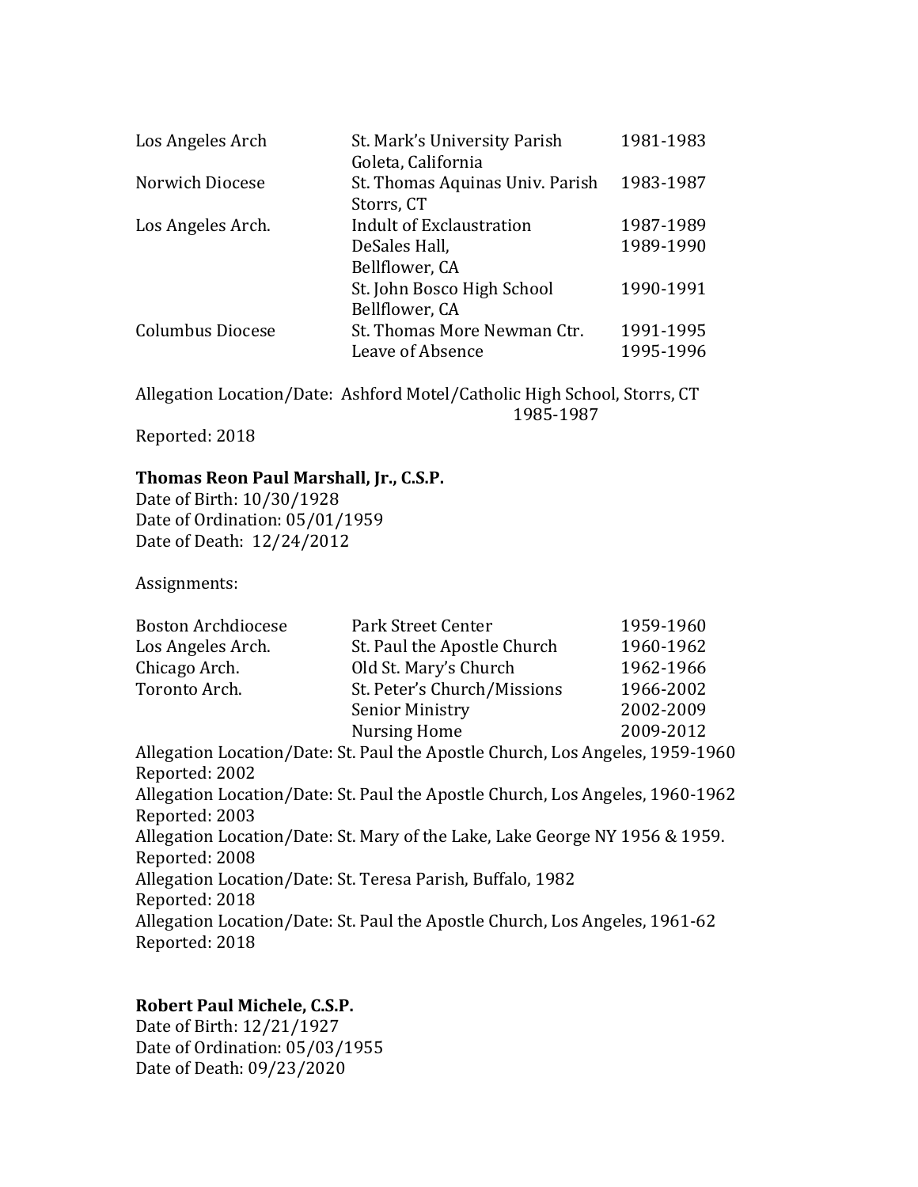| | | |
|---|---|---|
| Los Angeles Arch | St. Mark's University Parish<br>Goleta, California | 1981-1983 |
| Norwich Diocese | St. Thomas Aquinas Univ. Parish<br>Storrs, CT | 1983-1987 |
| Los Angeles Arch. | Indult of Exclaustration | 1987-1989 |
| | DeSales Hall,<br>Bellflower, CA | 1989-1990 |
| | St. John Bosco High School<br>Bellflower, CA | 1990-1991 |
| Columbus Diocese | St. Thomas More Newman Ctr. | 1991-1995 |
| | Leave of Absence | 1995-1996 |

Allegation Location/Date: Ashford Motel/Catholic High School, Storrs, CT 1985-1987
Reported: 2018

**Thomas Reon Paul Marshall, Jr., C.S.P.**
Date of Birth: 10/30/1928
Date of Ordination: 05/01/1959
Date of Death: 12/24/2012

Assignments:

| | | |
|---|---|---|
| Boston Archdiocese | Park Street Center | 1959-1960 |
| Los Angeles Arch. | St. Paul the Apostle Church | 1960-1962 |
| Chicago Arch. | Old St. Mary's Church | 1962-1966 |
| Toronto Arch. | St. Peter's Church/Missions | 1966-2002 |
| | Senior Ministry | 2002-2009 |
| | Nursing Home | 2009-2012 |

Allegation Location/Date: St. Paul the Apostle Church, Los Angeles, 1959-1960
Reported: 2002
Allegation Location/Date: St. Paul the Apostle Church, Los Angeles, 1960-1962
Reported: 2003
Allegation Location/Date: St. Mary of the Lake, Lake George NY 1956 & 1959.
Reported: 2008
Allegation Location/Date: St. Teresa Parish, Buffalo, 1982
Reported: 2018
Allegation Location/Date: St. Paul the Apostle Church, Los Angeles, 1961-62
Reported: 2018

**Robert Paul Michele, C.S.P.**
Date of Birth: 12/21/1927
Date of Ordination: 05/03/1955
Date of Death: 09/23/2020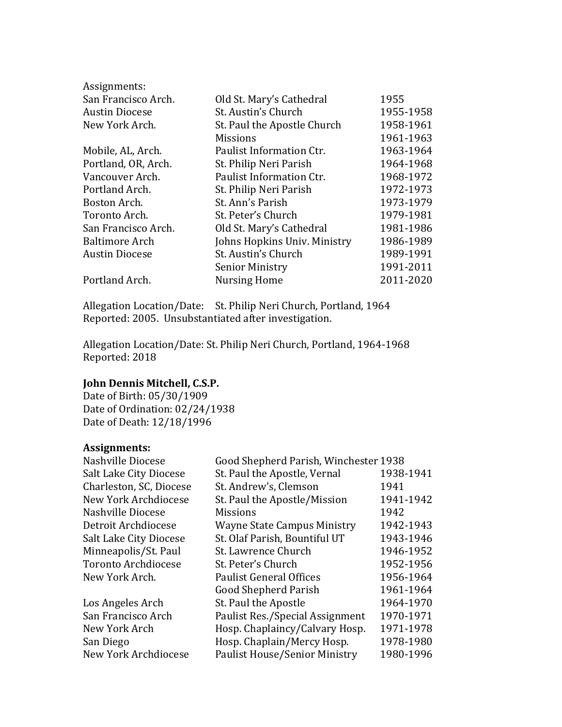Assignments:

| | | |
|---|---|---|
| San Francisco Arch. | Old St. Mary's Cathedral | 1955 |
| Austin Diocese | St. Austin's Church | 1955-1958 |
| New York Arch. | St. Paul the Apostle Church | 1958-1961 |
| | Missions | 1961-1963 |
| Mobile, AL, Arch. | Paulist Information Ctr. | 1963-1964 |
| Portland, OR, Arch. | St. Philip Neri Parish | 1964-1968 |
| Vancouver Arch. | Paulist Information Ctr. | 1968-1972 |
| Portland Arch. | St. Philip Neri Parish | 1972-1973 |
| Boston Arch. | St. Ann's Parish | 1973-1979 |
| Toronto Arch. | St. Peter's Church | 1979-1981 |
| San Francisco Arch. | Old St. Mary's Cathedral | 1981-1986 |
| Baltimore Arch | Johns Hopkins Univ. Ministry | 1986-1989 |
| Austin Diocese | St. Austin's Church | 1989-1991 |
| | Senior Ministry | 1991-2011 |
| Portland Arch. | Nursing Home | 2011-2020 |

Allegation Location/Date: St. Philip Neri Church, Portland, 1964
Reported: 2005. Unsubstantiated after investigation.

Allegation Location/Date: St. Philip Neri Church, Portland, 1964-1968
Reported: 2018

**John Dennis Mitchell, C.S.P.**
Date of Birth: 05/30/1909
Date of Ordination: 02/24/1938
Date of Death: 12/18/1996

**Assignments:**

| | | |
|---|---|---|
| Nashville Diocese | Good Shepherd Parish, Winchester | 1938 |
| Salt Lake City Diocese | St. Paul the Apostle, Vernal | 1938-1941 |
| Charleston, SC, Diocese | St. Andrew's, Clemson | 1941 |
| New York Archdiocese | St. Paul the Apostle/Mission | 1941-1942 |
| Nashville Diocese | Missions | 1942 |
| Detroit Archdiocese | Wayne State Campus Ministry | 1942-1943 |
| Salt Lake City Diocese | St. Olaf Parish, Bountiful UT | 1943-1946 |
| Minneapolis/St. Paul | St. Lawrence Church | 1946-1952 |
| Toronto Archdiocese | St. Peter's Church | 1952-1956 |
| New York Arch. | Paulist General Offices | 1956-1964 |
| | Good Shepherd Parish | 1961-1964 |
| Los Angeles Arch | St. Paul the Apostle | 1964-1970 |
| San Francisco Arch | Paulist Res./Special Assignment | 1970-1971 |
| New York Arch | Hosp. Chaplaincy/Calvary Hosp. | 1971-1978 |
| San Diego | Hosp. Chaplain/Mercy Hosp. | 1978-1980 |
| New York Archdiocese | Paulist House/Senior Ministry | 1980-1996 |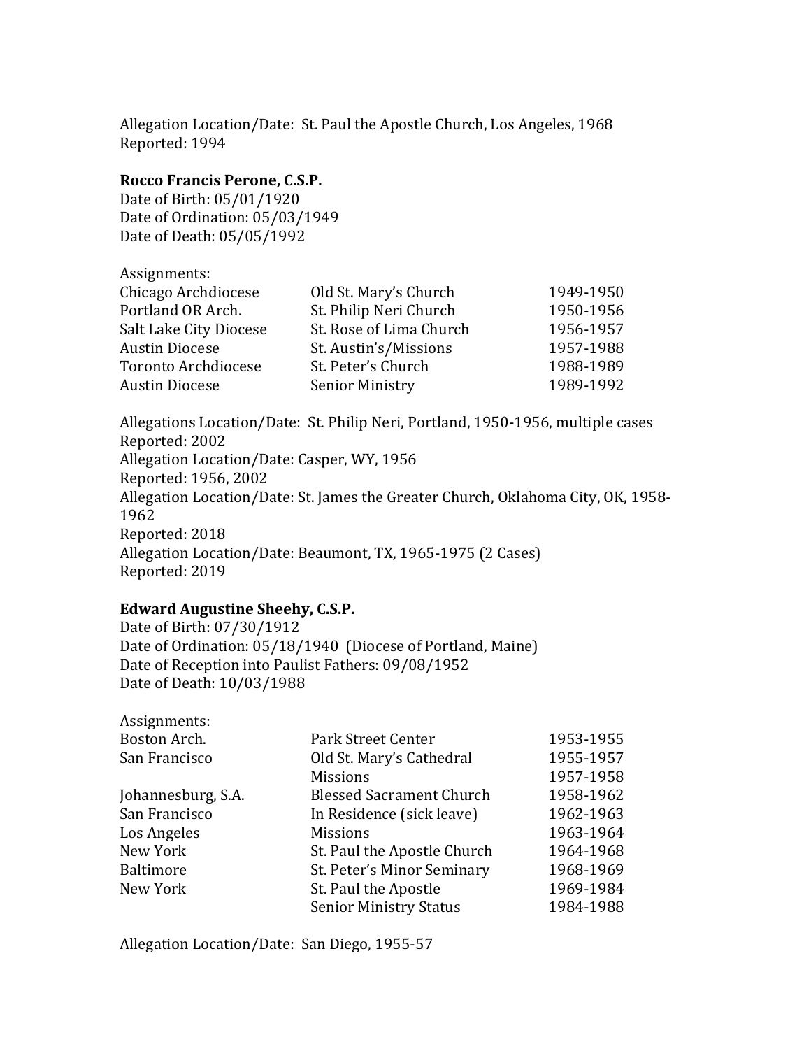Allegation Location/Date: St. Paul the Apostle Church, Los Angeles, 1968
Reported: 1994

**Rocco Francis Perone, C.S.P.**
Date of Birth: 05/01/1920
Date of Ordination: 05/03/1949
Date of Death: 05/05/1992

Assignments:

| | | |
|---|---|---|
| Chicago Archdiocese | Old St. Mary's Church | 1949-1950 |
| Portland OR Arch. | St. Philip Neri Church | 1950-1956 |
| Salt Lake City Diocese | St. Rose of Lima Church | 1956-1957 |
| Austin Diocese | St. Austin's/Missions | 1957-1988 |
| Toronto Archdiocese | St. Peter's Church | 1988-1989 |
| Austin Diocese | Senior Ministry | 1989-1992 |

Allegations Location/Date: St. Philip Neri, Portland, 1950-1956, multiple cases
Reported: 2002
Allegation Location/Date: Casper, WY, 1956
Reported: 1956, 2002
Allegation Location/Date: St. James the Greater Church, Oklahoma City, OK, 1958-1962
Reported: 2018
Allegation Location/Date: Beaumont, TX, 1965-1975 (2 Cases)
Reported: 2019

**Edward Augustine Sheehy, C.S.P.**
Date of Birth: 07/30/1912
Date of Ordination: 05/18/1940 (Diocese of Portland, Maine)
Date of Reception into Paulist Fathers: 09/08/1952
Date of Death: 10/03/1988

Assignments:

| | | |
|---|---|---|
| Boston Arch. | Park Street Center | 1953-1955 |
| San Francisco | Old St. Mary's Cathedral | 1955-1957 |
| | Missions | 1957-1958 |
| Johannesburg, S.A. | Blessed Sacrament Church | 1958-1962 |
| San Francisco | In Residence (sick leave) | 1962-1963 |
| Los Angeles | Missions | 1963-1964 |
| New York | St. Paul the Apostle Church | 1964-1968 |
| Baltimore | St. Peter's Minor Seminary | 1968-1969 |
| New York | St. Paul the Apostle | 1969-1984 |
| | Senior Ministry Status | 1984-1988 |

Allegation Location/Date: San Diego, 1955-57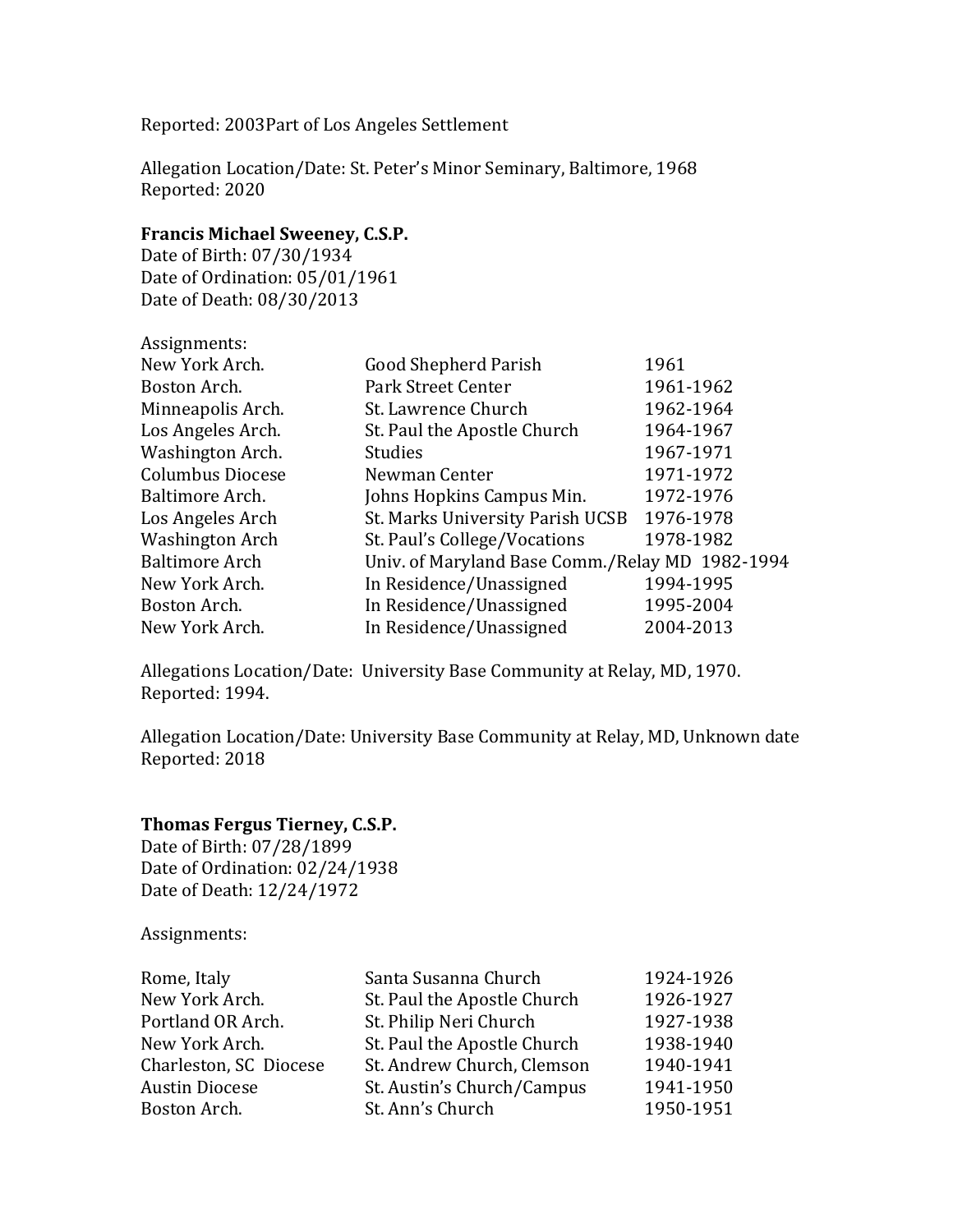Reported: 2003Part of Los Angeles Settlement

Allegation Location/Date: St. Peter's Minor Seminary, Baltimore, 1968
Reported: 2020

**Francis Michael Sweeney, C.S.P.**
Date of Birth: 07/30/1934
Date of Ordination: 05/01/1961
Date of Death: 08/30/2013

Assignments:

| | | |
|---|---|---|
| New York Arch. | Good Shepherd Parish | 1961 |
| Boston Arch. | Park Street Center | 1961-1962 |
| Minneapolis Arch. | St. Lawrence Church | 1962-1964 |
| Los Angeles Arch. | St. Paul the Apostle Church | 1964-1967 |
| Washington Arch. | Studies | 1967-1971 |
| Columbus Diocese | Newman Center | 1971-1972 |
| Baltimore Arch. | Johns Hopkins Campus Min. | 1972-1976 |
| Los Angeles Arch | St. Marks University Parish UCSB | 1976-1978 |
| Washington Arch | St. Paul's College/Vocations | 1978-1982 |
| Baltimore Arch | Univ. of Maryland Base Comm./Relay MD | 1982-1994 |
| New York Arch. | In Residence/Unassigned | 1994-1995 |
| Boston Arch. | In Residence/Unassigned | 1995-2004 |
| New York Arch. | In Residence/Unassigned | 2004-2013 |

Allegations Location/Date: University Base Community at Relay, MD, 1970.
Reported: 1994.

Allegation Location/Date: University Base Community at Relay, MD, Unknown date
Reported: 2018

**Thomas Fergus Tierney, C.S.P.**
Date of Birth: 07/28/1899
Date of Ordination: 02/24/1938
Date of Death: 12/24/1972

Assignments:

| | | |
|---|---|---|
| Rome, Italy | Santa Susanna Church | 1924-1926 |
| New York Arch. | St. Paul the Apostle Church | 1926-1927 |
| Portland OR Arch. | St. Philip Neri Church | 1927-1938 |
| New York Arch. | St. Paul the Apostle Church | 1938-1940 |
| Charleston, SC Diocese | St. Andrew Church, Clemson | 1940-1941 |
| Austin Diocese | St. Austin's Church/Campus | 1941-1950 |
| Boston Arch. | St. Ann's Church | 1950-1951 |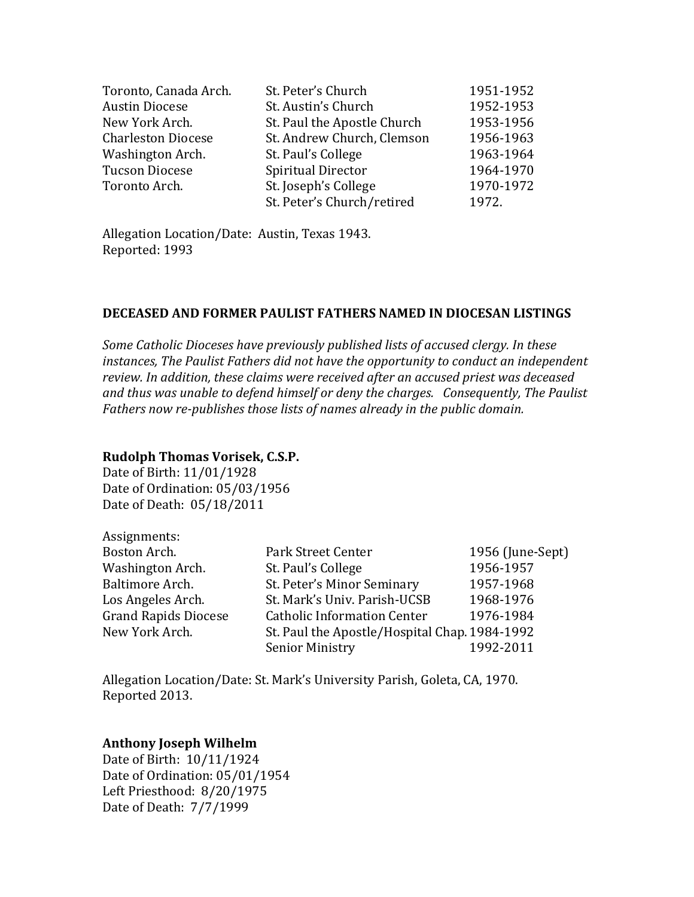| | | |
|---|---|---|
| Toronto, Canada Arch. | St. Peter's Church | 1951-1952 |
| Austin Diocese | St. Austin's Church | 1952-1953 |
| New York Arch. | St. Paul the Apostle Church | 1953-1956 |
| Charleston Diocese | St. Andrew Church, Clemson | 1956-1963 |
| Washington Arch. | St. Paul's College | 1963-1964 |
| Tucson Diocese | Spiritual Director | 1964-1970 |
| Toronto Arch. | St. Joseph's College | 1970-1972 |
| | St. Peter's Church/retired | 1972. |

Allegation Location/Date: Austin, Texas 1943.
Reported: 1993

## DECEASED AND FORMER PAULIST FATHERS NAMED IN DIOCESAN LISTINGS

*Some Catholic Dioceses have previously published lists of accused clergy. In these instances, The Paulist Fathers did not have the opportunity to conduct an independent review. In addition, these claims were received after an accused priest was deceased and thus was unable to defend himself or deny the charges. Consequently, The Paulist Fathers now re-publishes those lists of names already in the public domain.*

**Rudolph Thomas Vorisek, C.S.P.**
Date of Birth: 11/01/1928
Date of Ordination: 05/03/1956
Date of Death: 05/18/2011

Assignments:

| | | |
|---|---|---|
| Boston Arch. | Park Street Center | 1956 (June-Sept) |
| Washington Arch. | St. Paul's College | 1956-1957 |
| Baltimore Arch. | St. Peter's Minor Seminary | 1957-1968 |
| Los Angeles Arch. | St. Mark's Univ. Parish-UCSB | 1968-1976 |
| Grand Rapids Diocese | Catholic Information Center | 1976-1984 |
| New York Arch. | St. Paul the Apostle/Hospital Chap. | 1984-1992 |
| | Senior Ministry | 1992-2011 |

Allegation Location/Date: St. Mark's University Parish, Goleta, CA, 1970.
Reported 2013.

**Anthony Joseph Wilhelm**
Date of Birth: 10/11/1924
Date of Ordination: 05/01/1954
Left Priesthood: 8/20/1975
Date of Death: 7/7/1999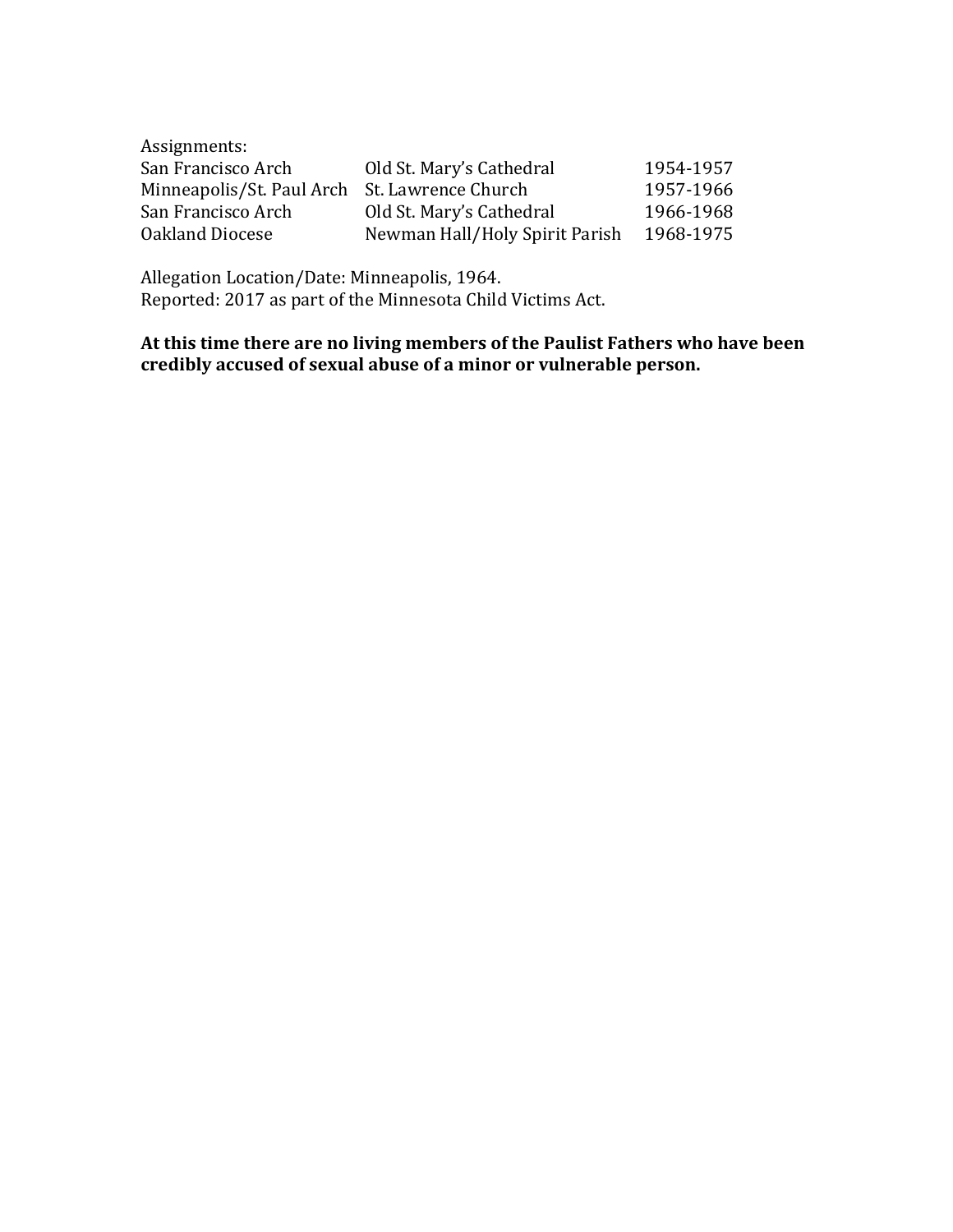Assignments:

| | | |
|---|---|---|
| San Francisco Arch | Old St. Mary's Cathedral | 1954-1957 |
| Minneapolis/St. Paul Arch | St. Lawrence Church | 1957-1966 |
| San Francisco Arch | Old St. Mary's Cathedral | 1966-1968 |
| Oakland Diocese | Newman Hall/Holy Spirit Parish | 1968-1975 |

Allegation Location/Date: Minneapolis, 1964.
Reported: 2017 as part of the Minnesota Child Victims Act.

**At this time there are no living members of the Paulist Fathers who have been credibly accused of sexual abuse of a minor or vulnerable person.**